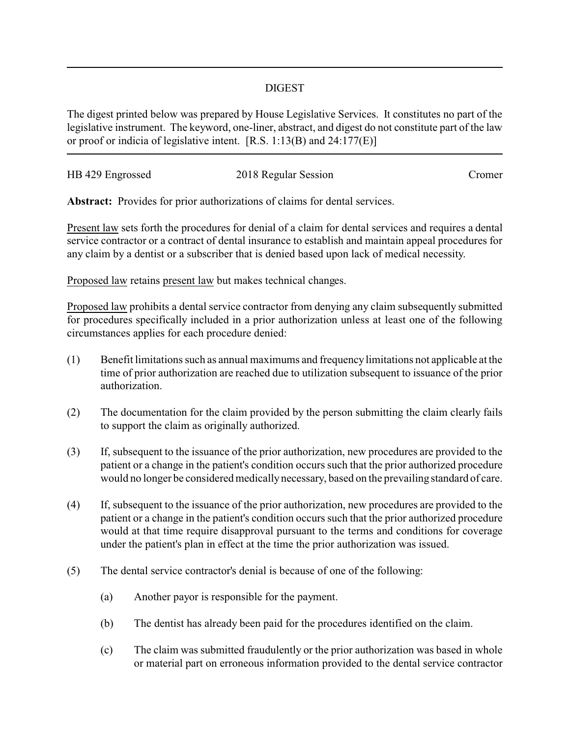## DIGEST

The digest printed below was prepared by House Legislative Services. It constitutes no part of the legislative instrument. The keyword, one-liner, abstract, and digest do not constitute part of the law or proof or indicia of legislative intent. [R.S. 1:13(B) and 24:177(E)]

HB 429 Engrossed | 2018 Regular Session | Cromer

**Abstract:** Provides for prior authorizations of claims for dental services.

Present law sets forth the procedures for denial of a claim for dental services and requires a dental service contractor or a contract of dental insurance to establish and maintain appeal procedures for any claim by a dentist or a subscriber that is denied based upon lack of medical necessity.

Proposed law retains present law but makes technical changes.

Proposed law prohibits a dental service contractor from denying any claim subsequently submitted for procedures specifically included in a prior authorization unless at least one of the following circumstances applies for each procedure denied:

(1) Benefit limitations such as annual maximums and frequency limitations not applicable at the time of prior authorization are reached due to utilization subsequent to issuance of the prior authorization.

(2) The documentation for the claim provided by the person submitting the claim clearly fails to support the claim as originally authorized.

(3) If, subsequent to the issuance of the prior authorization, new procedures are provided to the patient or a change in the patient's condition occurs such that the prior authorized procedure would no longer be considered medically necessary, based on the prevailing standard of care.

(4) If, subsequent to the issuance of the prior authorization, new procedures are provided to the patient or a change in the patient's condition occurs such that the prior authorized procedure would at that time require disapproval pursuant to the terms and conditions for coverage under the patient's plan in effect at the time the prior authorization was issued.

(5) The dental service contractor's denial is because of one of the following:

(a) Another payor is responsible for the payment.

(b) The dentist has already been paid for the procedures identified on the claim.

(c) The claim was submitted fraudulently or the prior authorization was based in whole or material part on erroneous information provided to the dental service contractor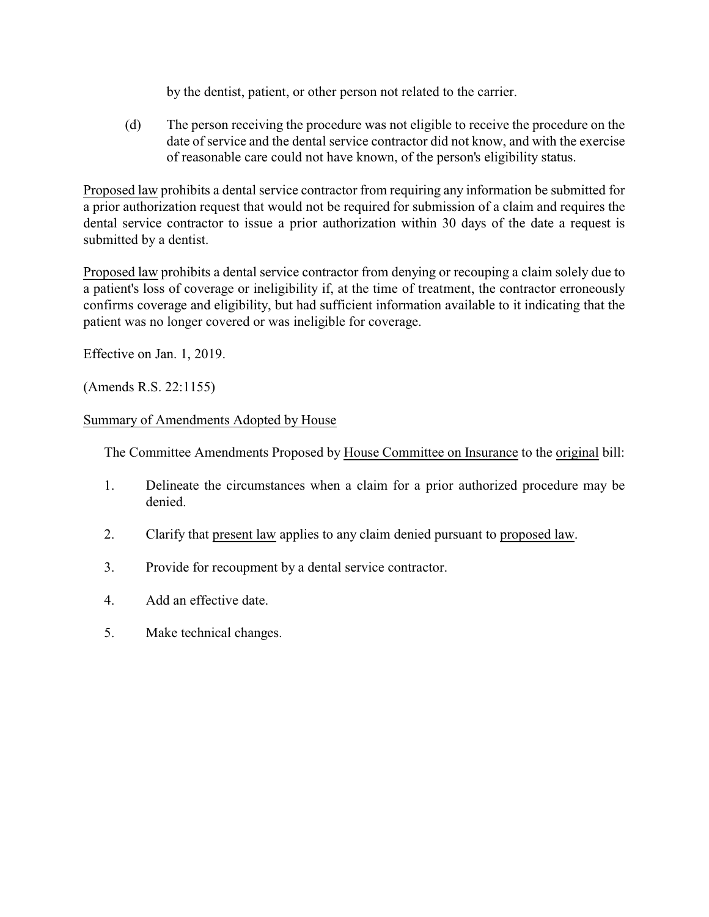by the dentist, patient, or other person not related to the carrier.

(d) The person receiving the procedure was not eligible to receive the procedure on the date of service and the dental service contractor did not know, and with the exercise of reasonable care could not have known, of the person's eligibility status.

Proposed law prohibits a dental service contractor from requiring any information be submitted for a prior authorization request that would not be required for submission of a claim and requires the dental service contractor to issue a prior authorization within 30 days of the date a request is submitted by a dentist.

Proposed law prohibits a dental service contractor from denying or recouping a claim solely due to a patient's loss of coverage or ineligibility if, at the time of treatment, the contractor erroneously confirms coverage and eligibility, but had sufficient information available to it indicating that the patient was no longer covered or was ineligible for coverage.

Effective on Jan. 1, 2019.

(Amends R.S. 22:1155)

Summary of Amendments Adopted by House

The Committee Amendments Proposed by House Committee on Insurance to the original bill:

1. Delineate the circumstances when a claim for a prior authorized procedure may be denied.
2. Clarify that present law applies to any claim denied pursuant to proposed law.
3. Provide for recoupment by a dental service contractor.
4. Add an effective date.
5. Make technical changes.